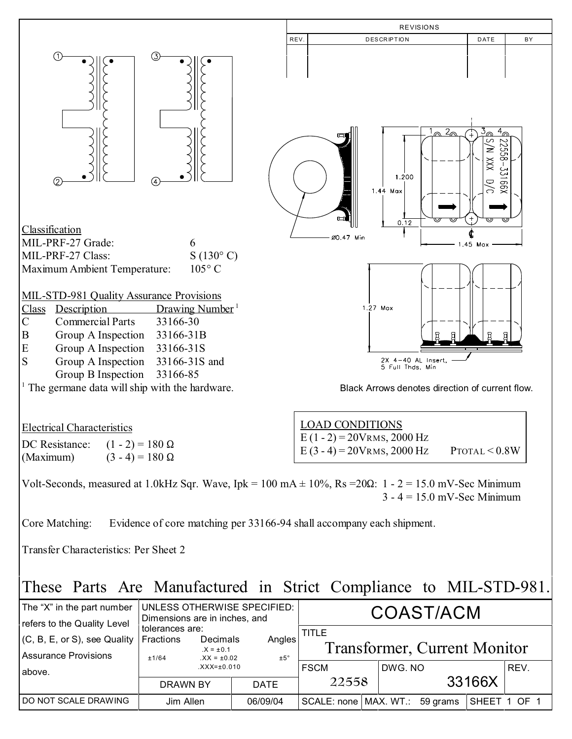| REVISIONS | | | |
|---|---|---|---|
| REV. | DESCRIPTION | DATE | BY |
| | | | |

1.200
1.44 Max
0.12
1.45 Max
Ø0.47 Min
1.27 Max
2X 4-40 AL Insert, 5 Full Thds, Min
1 2 3 4
S/N XXX D/C
22558-33166X

Black Arrows denotes direction of current flow.

## Classification

| | |
|---|---|
| MIL-PRF-27 Grade: | 6 |
| MIL-PRF-27 Class: | S (130° C) |
| Maximum Ambient Temperature: | 105° C |

## MIL-STD-981 Quality Assurance Provisions

| Class | Description | Drawing Number [1] |
|---|---|---|
| C | Commercial Parts | 33166-30 |
| B | Group A Inspection | 33166-31B |
| E | Group A Inspection | 33166-31S |
| S | Group A Inspection | 33166-31S and |
| | Group B Inspection | 33166-85 |

[1] The germane data will ship with the hardware.

## Electrical Characteristics

DC Resistance: (1 - 2) = 180 Ω
(Maximum) (3 - 4) = 180 Ω

**LOAD CONDITIONS**
E (1 - 2) = 20VRMS, 2000 Hz
E (3 - 4) = 20VRMS, 2000 Hz PTOTAL < 0.8W

Volt-Seconds, measured at 1.0kHz Sqr. Wave, Ipk = 100 mA ± 10%, Rs =20Ω: 1 - 2 = 15.0 mV-Sec Minimum
3 - 4 = 15.0 mV-Sec Minimum

Core Matching: Evidence of core matching per 33166-94 shall accompany each shipment.

Transfer Characteristics: Per Sheet 2

# These Parts Are Manufactured in Strict Compliance to MIL-STD-981.

| | | | | | |
|---|---|---|---|---|---|
| The "X" in the part number refers to the Quality Level (C, B, E, or S), see Quality Assurance Provisions above. | UNLESS OTHERWISE SPECIFIED: Dimensions are in inches, and tolerances are: Fractions ±1/64; Decimals .X = ±0.1, .XX = ±0.02, .XXX=±0.010; Angles ±5° | | COAST/ACM | | |
| | | | TITLE Transformer, Current Monitor | | |
| | | | FSCM 22558 | DWG. NO 33166X | REV. |
| | DRAWN BY | DATE | | | |
| DO NOT SCALE DRAWING | Jim Allen | 06/09/04 | SCALE: none | MAX. WT.: 59 grams | SHEET 1 OF 1 |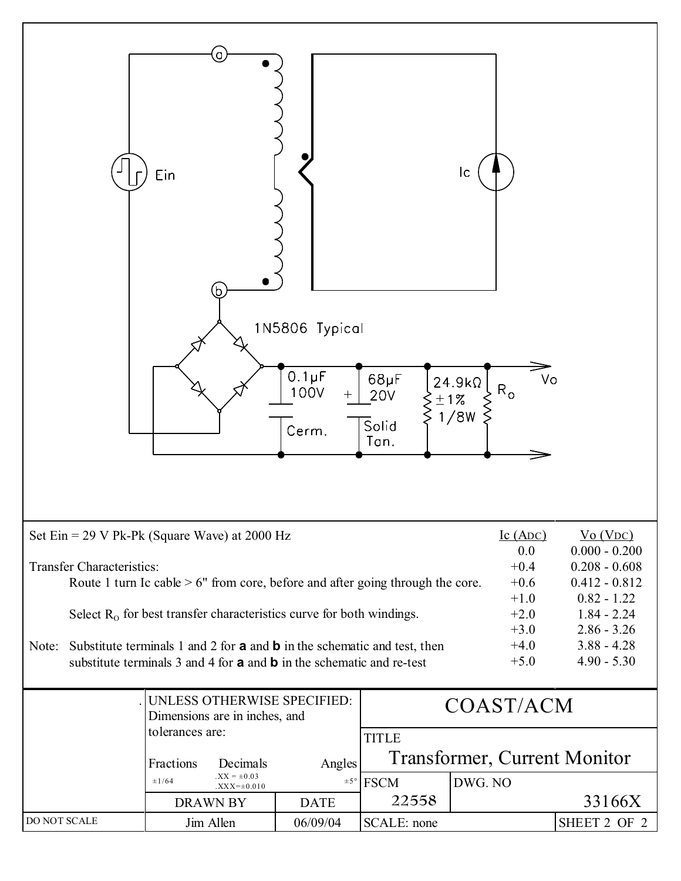a

Ein

Ic

b

1N5806 Typical

0.1µF 100V Cerm.

68µF 20V Solid Tan.

24.9kΩ ±1% 1/8W

$R_o$

Vo

Set Ein = 29 V Pk-Pk (Square Wave) at 2000 Hz

Transfer Characteristics:

Route 1 turn Ic cable > 6" from core, before and after going through the core.

Select $R_O$ for best transfer characteristics curve for both windings.

Note: Substitute terminals 1 and 2 for **a** and **b** in the schematic and test, then substitute terminals 3 and 4 for **a** and **b** in the schematic and re-test

| Ic (ADC) | Vo (VDC) |
|---|---|
| 0.0 | 0.000 - 0.200 |
| +0.4 | 0.208 - 0.608 |
| +0.6 | 0.412 - 0.812 |
| +1.0 | 0.82 - 1.22 |
| +2.0 | 1.84 - 2.24 |
| +3.0 | 2.86 - 3.26 |
| +4.0 | 3.88 - 4.28 |
| +5.0 | 4.90 - 5.30 |

| | | | | |
|---|---|---|---|---|
| | UNLESS OTHERWISE SPECIFIED: Dimensions are in inches, and tolerances are: | | COAST/ACM | |
| | Fractions ±1/64 | Decimals .XX = ±0.03 .XXX=±0.010 | Angles ±5° | TITLE Transformer, Current Monitor |
| | | | FSCM 22558 | DWG. NO 33166X |
| | DRAWN BY Jim Allen | DATE 06/09/04 | | |
| DO NOT SCALE | | | SCALE: none | SHEET 2 OF 2 |